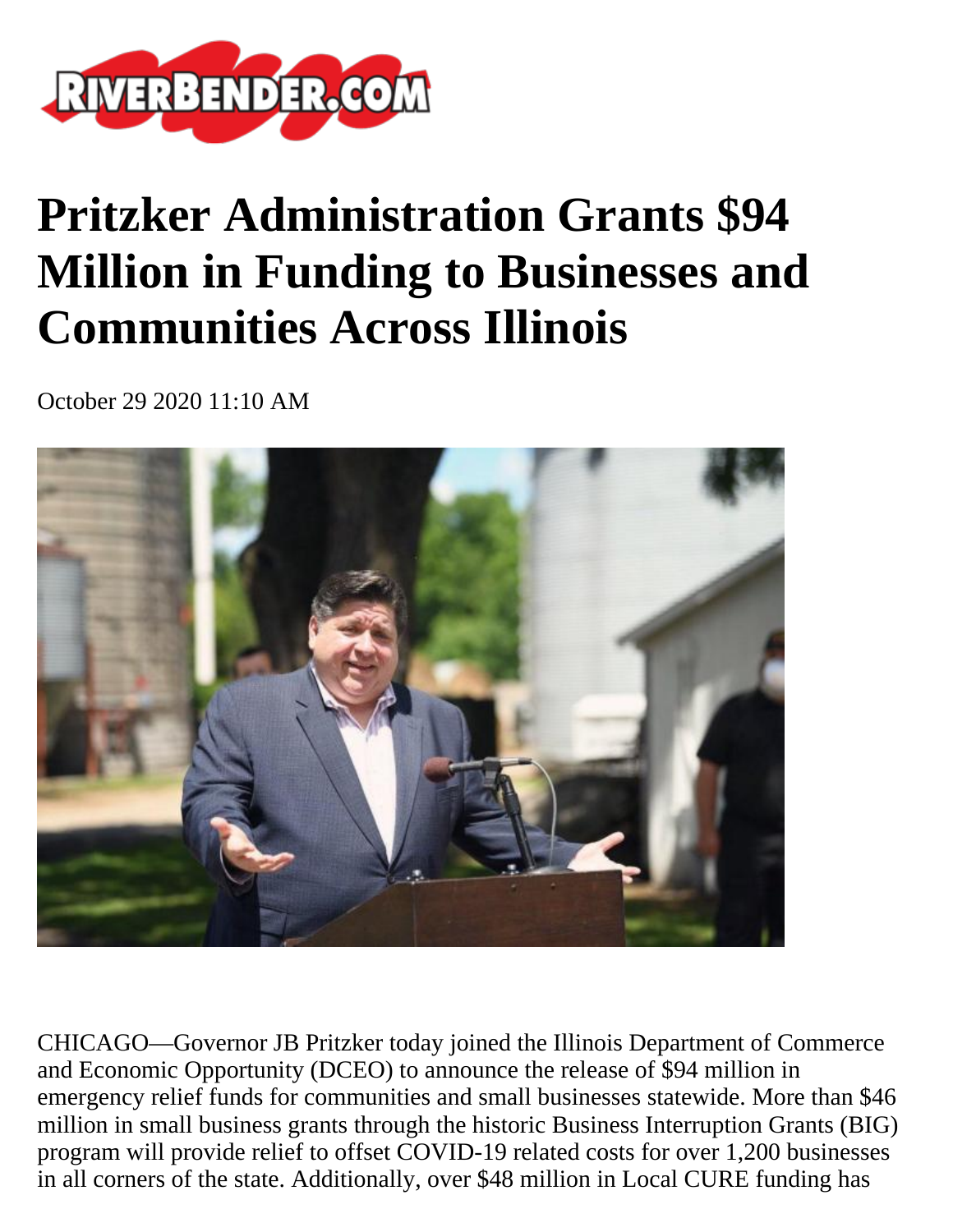# Pritzker Administration Grants $94 Million in Funding to Businesses and Communities Across Illinois

October 29 2020 11:10 AM

CHICAGO—Governor JB Pritzker today joined the Illinois Department of Commerce and Economic Opportunity (DCEO) to announce the release of $94 million in emergency relief funds for communities and small businesses statewide. More than $46 million in small business grants through the historic Business Interruption Grants (BIG) program will provide relief to offset COVID-19 related costs for over 1,200 businesses in all corners of the state. Additionally, over $48 million in Local CURE funding has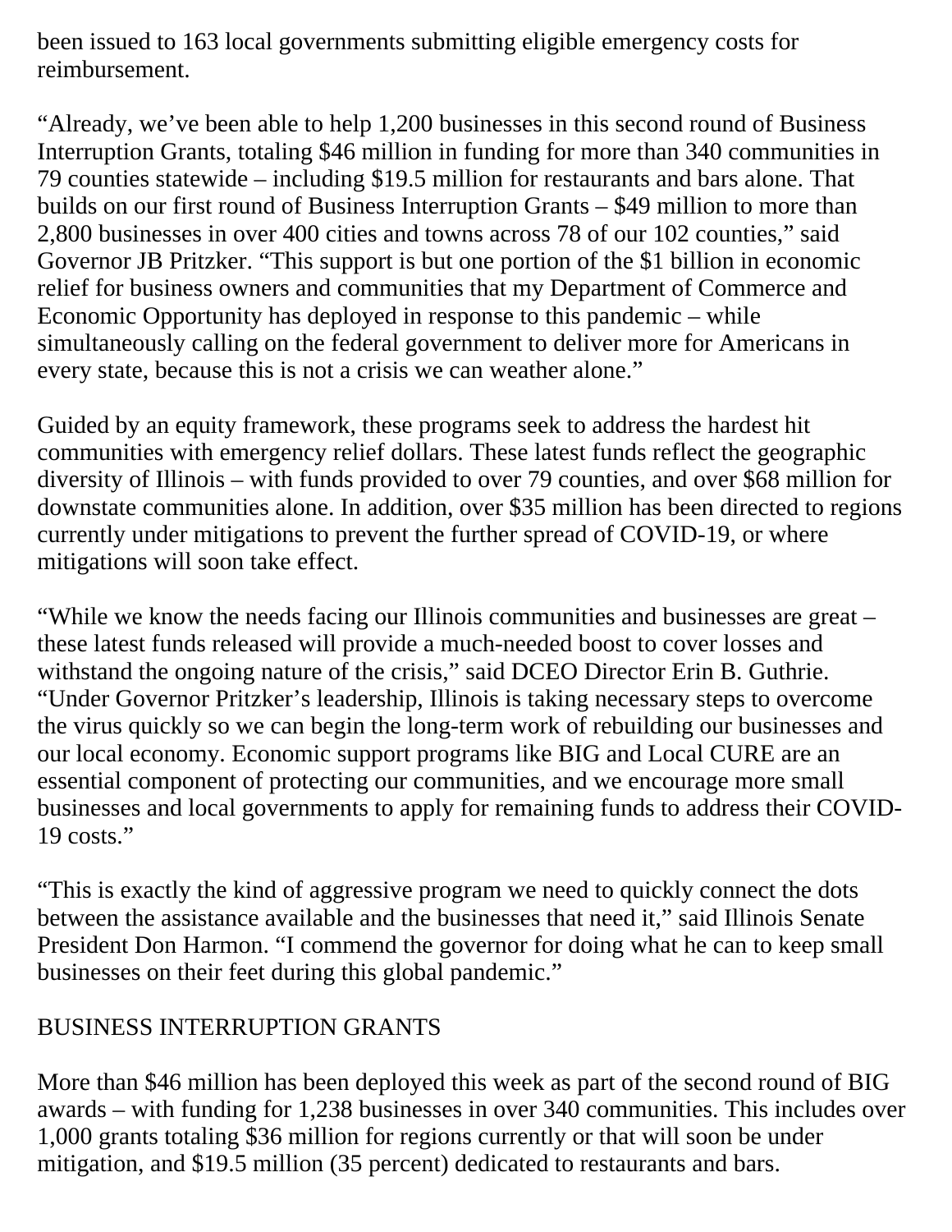been issued to 163 local governments submitting eligible emergency costs for reimbursement.

"Already, we've been able to help 1,200 businesses in this second round of Business Interruption Grants, totaling $46 million in funding for more than 340 communities in 79 counties statewide – including $19.5 million for restaurants and bars alone. That builds on our first round of Business Interruption Grants – $49 million to more than 2,800 businesses in over 400 cities and towns across 78 of our 102 counties," said Governor JB Pritzker. "This support is but one portion of the $1 billion in economic relief for business owners and communities that my Department of Commerce and Economic Opportunity has deployed in response to this pandemic – while simultaneously calling on the federal government to deliver more for Americans in every state, because this is not a crisis we can weather alone."

Guided by an equity framework, these programs seek to address the hardest hit communities with emergency relief dollars. These latest funds reflect the geographic diversity of Illinois – with funds provided to over 79 counties, and over $68 million for downstate communities alone. In addition, over $35 million has been directed to regions currently under mitigations to prevent the further spread of COVID-19, or where mitigations will soon take effect.

"While we know the needs facing our Illinois communities and businesses are great – these latest funds released will provide a much-needed boost to cover losses and withstand the ongoing nature of the crisis," said DCEO Director Erin B. Guthrie. "Under Governor Pritzker's leadership, Illinois is taking necessary steps to overcome the virus quickly so we can begin the long-term work of rebuilding our businesses and our local economy. Economic support programs like BIG and Local CURE are an essential component of protecting our communities, and we encourage more small businesses and local governments to apply for remaining funds to address their COVID-19 costs."

"This is exactly the kind of aggressive program we need to quickly connect the dots between the assistance available and the businesses that need it," said Illinois Senate President Don Harmon. "I commend the governor for doing what he can to keep small businesses on their feet during this global pandemic."

## BUSINESS INTERRUPTION GRANTS

More than $46 million has been deployed this week as part of the second round of BIG awards – with funding for 1,238 businesses in over 340 communities. This includes over 1,000 grants totaling $36 million for regions currently or that will soon be under mitigation, and $19.5 million (35 percent) dedicated to restaurants and bars.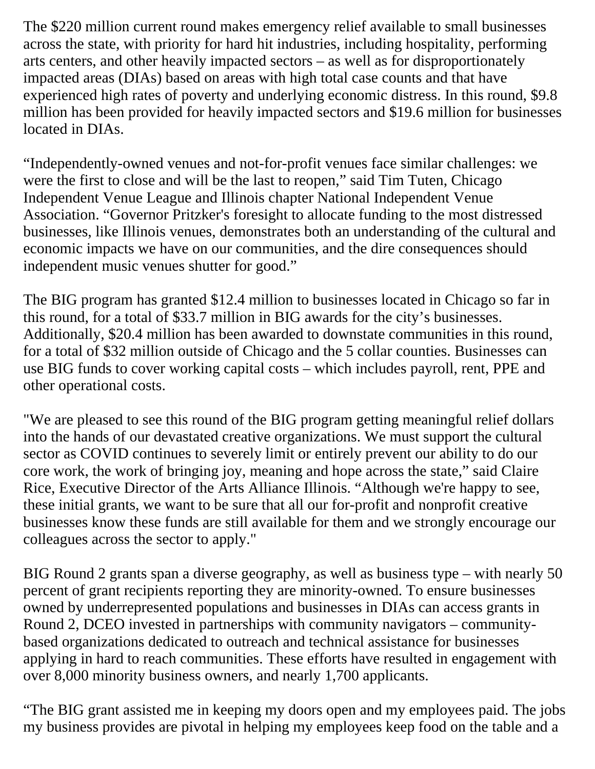The $220 million current round makes emergency relief available to small businesses across the state, with priority for hard hit industries, including hospitality, performing arts centers, and other heavily impacted sectors – as well as for disproportionately impacted areas (DIAs) based on areas with high total case counts and that have experienced high rates of poverty and underlying economic distress. In this round, $9.8 million has been provided for heavily impacted sectors and $19.6 million for businesses located in DIAs.

“Independently-owned venues and not-for-profit venues face similar challenges: we were the first to close and will be the last to reopen,” said Tim Tuten, Chicago Independent Venue League and Illinois chapter National Independent Venue Association. “Governor Pritzker's foresight to allocate funding to the most distressed businesses, like Illinois venues, demonstrates both an understanding of the cultural and economic impacts we have on our communities, and the dire consequences should independent music venues shutter for good.”

The BIG program has granted $12.4 million to businesses located in Chicago so far in this round, for a total of $33.7 million in BIG awards for the city’s businesses. Additionally, $20.4 million has been awarded to downstate communities in this round, for a total of $32 million outside of Chicago and the 5 collar counties. Businesses can use BIG funds to cover working capital costs – which includes payroll, rent, PPE and other operational costs.

"We are pleased to see this round of the BIG program getting meaningful relief dollars into the hands of our devastated creative organizations. We must support the cultural sector as COVID continues to severely limit or entirely prevent our ability to do our core work, the work of bringing joy, meaning and hope across the state,” said Claire Rice, Executive Director of the Arts Alliance Illinois. “Although we're happy to see, these initial grants, we want to be sure that all our for-profit and nonprofit creative businesses know these funds are still available for them and we strongly encourage our colleagues across the sector to apply."

BIG Round 2 grants span a diverse geography, as well as business type – with nearly 50 percent of grant recipients reporting they are minority-owned. To ensure businesses owned by underrepresented populations and businesses in DIAs can access grants in Round 2, DCEO invested in partnerships with community navigators – community-based organizations dedicated to outreach and technical assistance for businesses applying in hard to reach communities. These efforts have resulted in engagement with over 8,000 minority business owners, and nearly 1,700 applicants.

“The BIG grant assisted me in keeping my doors open and my employees paid. The jobs my business provides are pivotal in helping my employees keep food on the table and a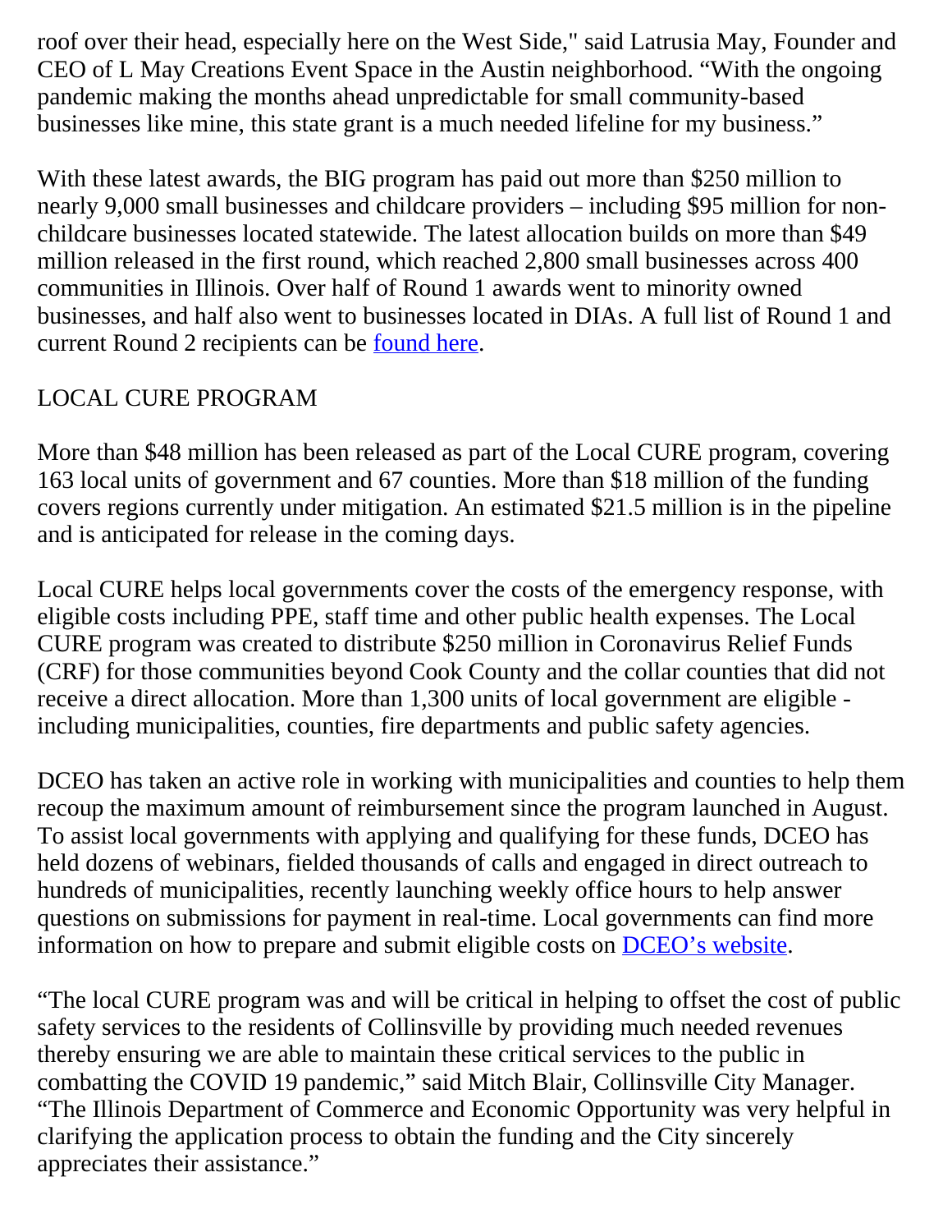roof over their head, especially here on the West Side," said Latrusia May, Founder and CEO of L May Creations Event Space in the Austin neighborhood. "With the ongoing pandemic making the months ahead unpredictable for small community-based businesses like mine, this state grant is a much needed lifeline for my business."

With these latest awards, the BIG program has paid out more than $250 million to nearly 9,000 small businesses and childcare providers – including $95 million for non-childcare businesses located statewide. The latest allocation builds on more than $49 million released in the first round, which reached 2,800 small businesses across 400 communities in Illinois. Over half of Round 1 awards went to minority owned businesses, and half also went to businesses located in DIAs. A full list of Round 1 and current Round 2 recipients can be [found here](#).

LOCAL CURE PROGRAM

More than $48 million has been released as part of the Local CURE program, covering 163 local units of government and 67 counties. More than $18 million of the funding covers regions currently under mitigation. An estimated $21.5 million is in the pipeline and is anticipated for release in the coming days.

Local CURE helps local governments cover the costs of the emergency response, with eligible costs including PPE, staff time and other public health expenses. The Local CURE program was created to distribute $250 million in Coronavirus Relief Funds (CRF) for those communities beyond Cook County and the collar counties that did not receive a direct allocation. More than 1,300 units of local government are eligible - including municipalities, counties, fire departments and public safety agencies.

DCEO has taken an active role in working with municipalities and counties to help them recoup the maximum amount of reimbursement since the program launched in August. To assist local governments with applying and qualifying for these funds, DCEO has held dozens of webinars, fielded thousands of calls and engaged in direct outreach to hundreds of municipalities, recently launching weekly office hours to help answer questions on submissions for payment in real-time. Local governments can find more information on how to prepare and submit eligible costs on [DCEO's website](#).

"The local CURE program was and will be critical in helping to offset the cost of public safety services to the residents of Collinsville by providing much needed revenues thereby ensuring we are able to maintain these critical services to the public in combatting the COVID 19 pandemic," said Mitch Blair, Collinsville City Manager. "The Illinois Department of Commerce and Economic Opportunity was very helpful in clarifying the application process to obtain the funding and the City sincerely appreciates their assistance."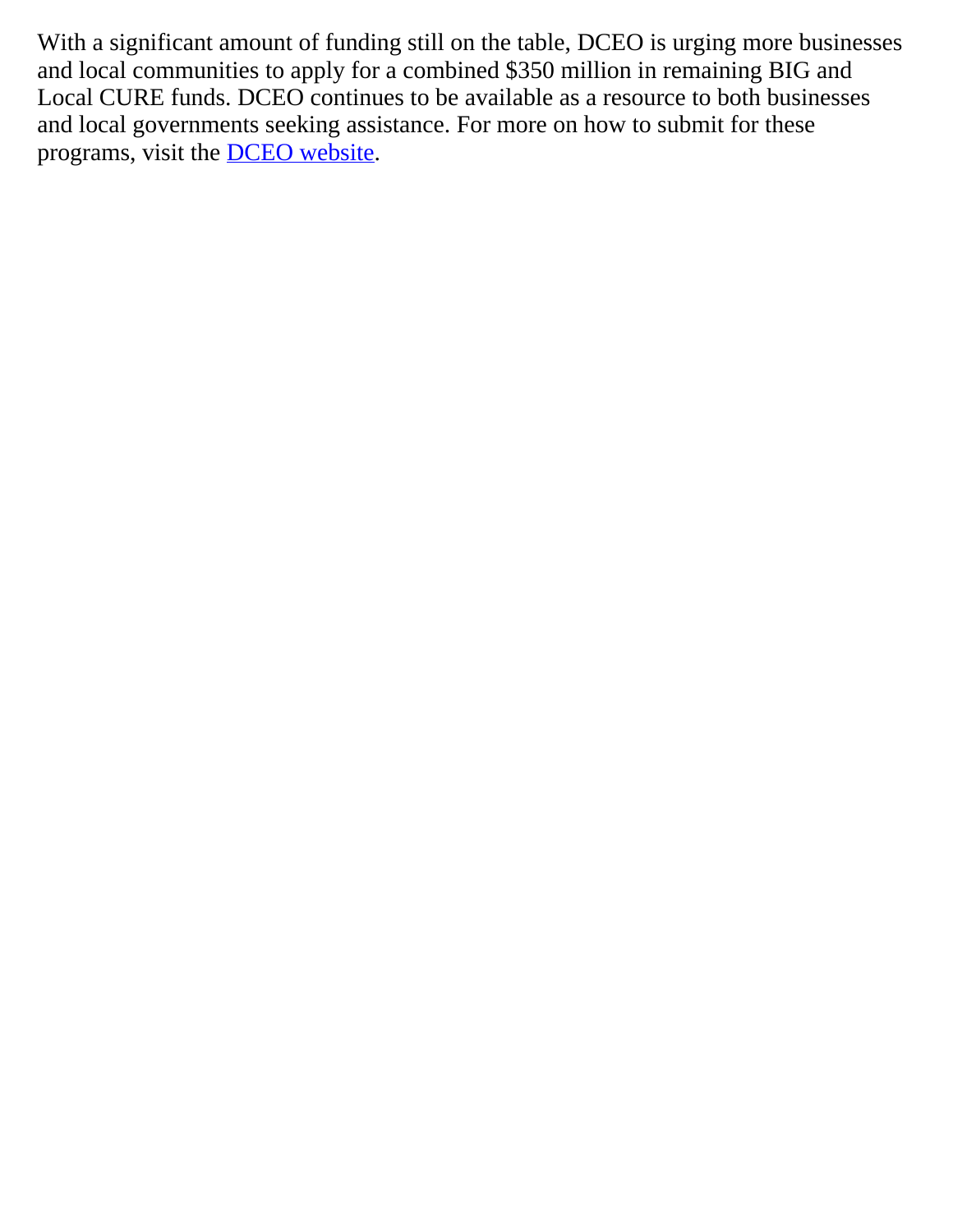With a significant amount of funding still on the table, DCEO is urging more businesses and local communities to apply for a combined $350 million in remaining BIG and Local CURE funds. DCEO continues to be available as a resource to both businesses and local governments seeking assistance. For more on how to submit for these programs, visit the DCEO website.